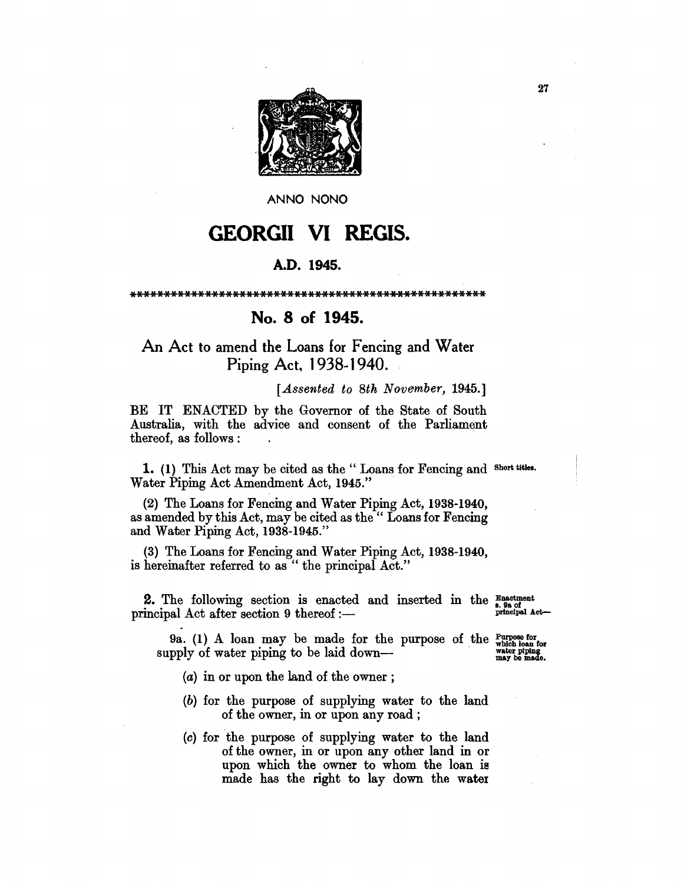ANNO NONO

# GEORGII VI REGIS.

## A.D. 1945.

*****************************************************

## No. 8 of 1945.

### An Act to amend the Loans for Fencing and Water Piping Act, 1938-1940.

*[Assented to 8th November, 1945.]*

BE IT ENACTED by the Governor of the State of South Australia, with the advice and consent of the Parliament thereof, as follows :

**1.** (1) This Act may be cited as the " Loans for Fencing and Water Piping Act Amendment Act, 1945." Short titles.

(2) The Loans for Fencing and Water Piping Act, 1938-1940, as amended by this Act, may be cited as the " Loans for Fencing and Water Piping Act, 1938-1945."

(3) The Loans for Fencing and Water Piping Act, 1938-1940, is hereinafter referred to as " the principal Act."

**2.** The following section is enacted and inserted in the principal Act after section 9 thereof :— Enactment s. 9a of principal Act—

9a. (1) A loan may be made for the purpose of the supply of water piping to be laid down— Purpose for which loan for water piping may be made.

(a) in or upon the land of the owner ;

(b) for the purpose of supplying water to the land of the owner, in or upon any road ;

(c) for the purpose of supplying water to the land of the owner, in or upon any other land in or upon which the owner to whom the loan is made has the right to lay down the water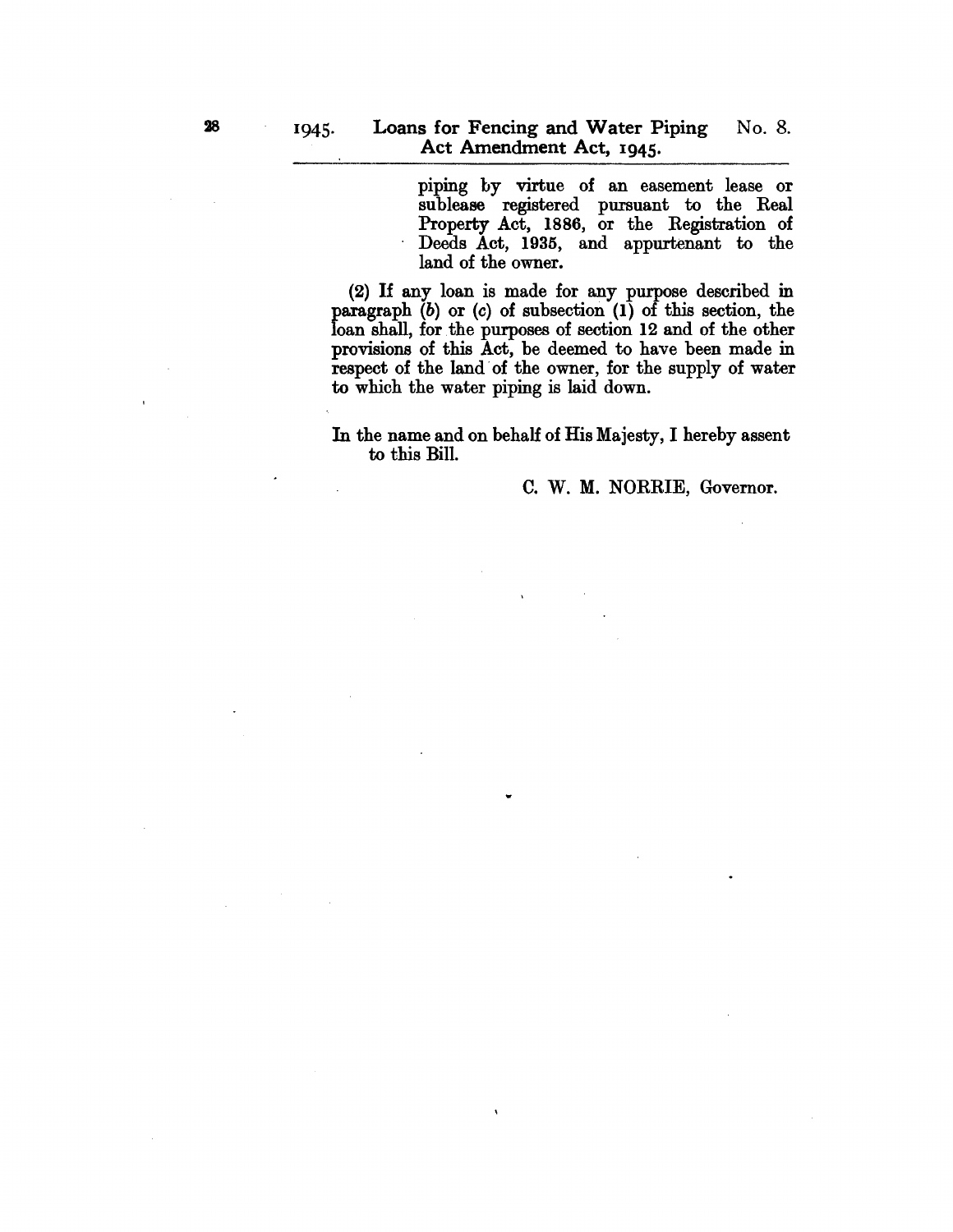piping by virtue of an easement lease or sublease registered pursuant to the Real Property Act, 1886, or the Registration of Deeds Act, 1935, and appurtenant to the land of the owner.

(2) If any loan is made for any purpose described in paragraph (*b*) or (*c*) of subsection (1) of this section, the loan shall, for the purposes of section 12 and of the other provisions of this Act, be deemed to have been made in respect of the land of the owner, for the supply of water to which the water piping is laid down.

In the name and on behalf of His Majesty, I hereby assent to this Bill.

C. W. M. NORRIE, Governor.